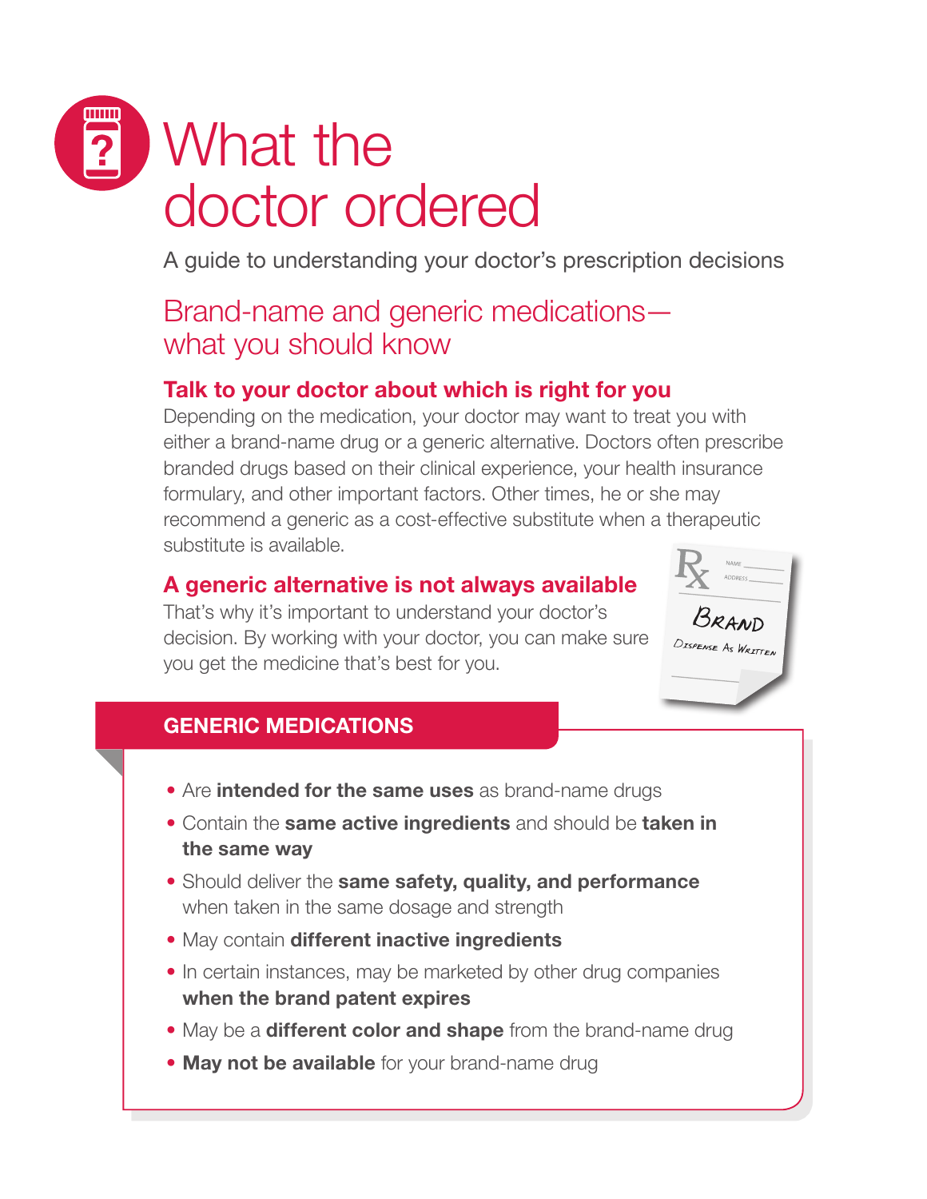# What the doctor ordered

A guide to understanding your doctor's prescription decisions

## Brand-name and generic medications—what you should know

### Talk to your doctor about which is right for you

Depending on the medication, your doctor may want to treat you with either a brand-name drug or a generic alternative. Doctors often prescribe branded drugs based on their clinical experience, your health insurance formulary, and other important factors. Other times, he or she may recommend a generic as a cost-effective substitute when a therapeutic substitute is available.

### A generic alternative is not always available

That's why it's important to understand your doctor's decision. By working with your doctor, you can make sure you get the medicine that's best for you.

### GENERIC MEDICATIONS

- Are **intended for the same uses** as brand-name drugs
- Contain the **same active ingredients** and should be **taken in the same way**
- Should deliver the **same safety, quality, and performance** when taken in the same dosage and strength
- May contain **different inactive ingredients**
- In certain instances, may be marketed by other drug companies **when the brand patent expires**
- May be a **different color and shape** from the brand-name drug
- **May not be available** for your brand-name drug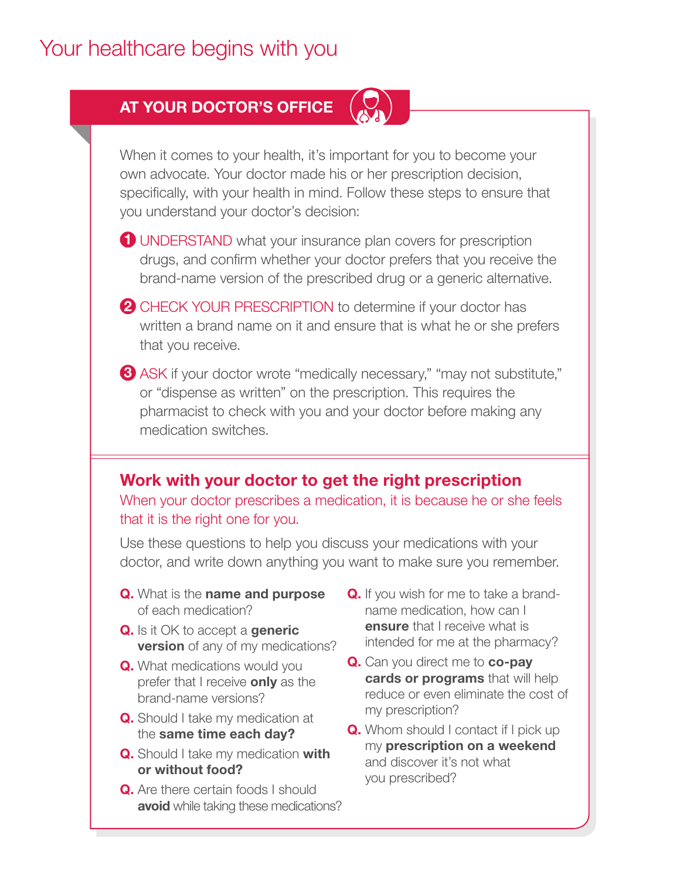# Your healthcare begins with you

## AT YOUR DOCTOR'S OFFICE

When it comes to your health, it's important for you to become your own advocate. Your doctor made his or her prescription decision, specifically, with your health in mind. Follow these steps to ensure that you understand your doctor's decision:

1. UNDERSTAND what your insurance plan covers for prescription drugs, and confirm whether your doctor prefers that you receive the brand-name version of the prescribed drug or a generic alternative.
2. CHECK YOUR PRESCRIPTION to determine if your doctor has written a brand name on it and ensure that is what he or she prefers that you receive.
3. ASK if your doctor wrote "medically necessary," "may not substitute," or "dispense as written" on the prescription. This requires the pharmacist to check with you and your doctor before making any medication switches.

## Work with your doctor to get the right prescription

When your doctor prescribes a medication, it is because he or she feels that it is the right one for you.

Use these questions to help you discuss your medications with your doctor, and write down anything you want to make sure you remember.

**Q.** What is the **name and purpose** of each medication?

**Q.** Is it OK to accept a **generic version** of any of my medications?

**Q.** What medications would you prefer that I receive **only** as the brand-name versions?

**Q.** Should I take my medication at the **same time each day?**

**Q.** Should I take my medication **with or without food?**

**Q.** Are there certain foods I should **avoid** while taking these medications?

**Q.** If you wish for me to take a brand-name medication, how can I **ensure** that I receive what is intended for me at the pharmacy?

**Q.** Can you direct me to **co-pay cards or programs** that will help reduce or even eliminate the cost of my prescription?

**Q.** Whom should I contact if I pick up my **prescription on a weekend** and discover it's not what you prescribed?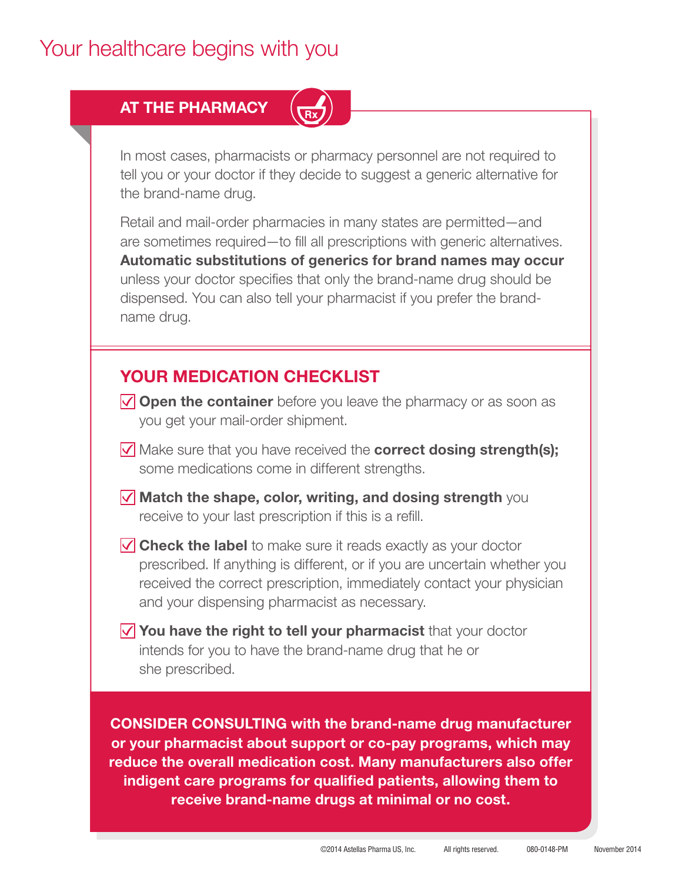# Your healthcare begins with you

## AT THE PHARMACY

In most cases, pharmacists or pharmacy personnel are not required to tell you or your doctor if they decide to suggest a generic alternative for the brand-name drug.

Retail and mail-order pharmacies in many states are permitted—and are sometimes required—to fill all prescriptions with generic alternatives. **Automatic substitutions of generics for brand names may occur** unless your doctor specifies that only the brand-name drug should be dispensed. You can also tell your pharmacist if you prefer the brand-name drug.

## YOUR MEDICATION CHECKLIST

- ☑ **Open the container** before you leave the pharmacy or as soon as you get your mail-order shipment.
- ☑ Make sure that you have received the **correct dosing strength(s);** some medications come in different strengths.
- ☑ **Match the shape, color, writing, and dosing strength** you receive to your last prescription if this is a refill.
- ☑ **Check the label** to make sure it reads exactly as your doctor prescribed. If anything is different, or if you are uncertain whether you received the correct prescription, immediately contact your physician and your dispensing pharmacist as necessary.
- ☑ **You have the right to tell your pharmacist** that your doctor intends for you to have the brand-name drug that he or she prescribed.

**CONSIDER CONSULTING with the brand-name drug manufacturer or your pharmacist about support or co-pay programs, which may reduce the overall medication cost. Many manufacturers also offer indigent care programs for qualified patients, allowing them to receive brand-name drugs at minimal or no cost.**

©2014 Astellas Pharma US, Inc. All rights reserved. 080-0148-PM November 2014